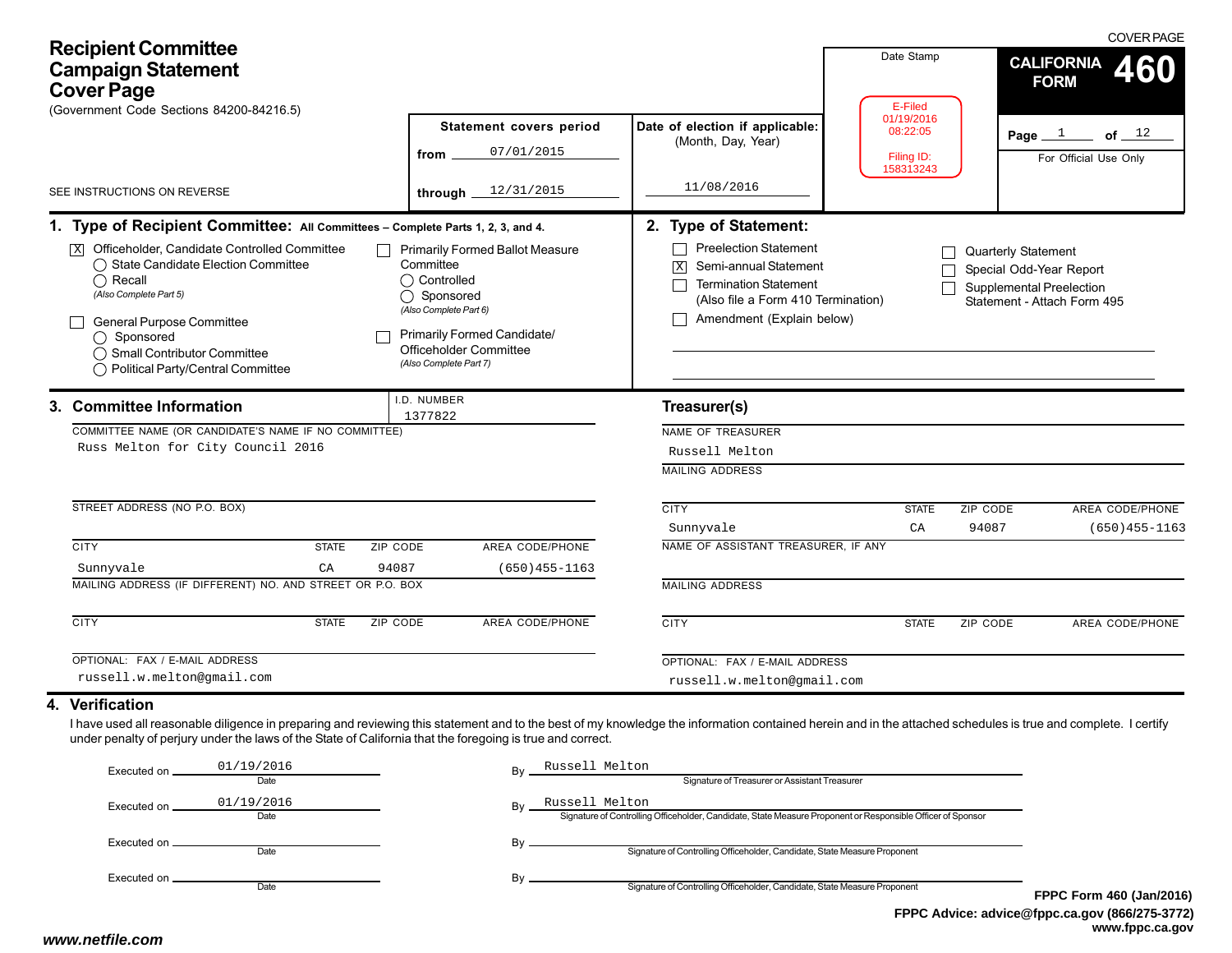COVER PAGE

# Recipient Committee Campaign Statement Cover Page

(Government Code Sections 84200-84216.5)

SEE INSTRUCTIONS ON REVERSE

**Statement covers period**

from 07/01/2015

through 12/31/2015

**Date of election if applicable:** (Month, Day, Year)

11/08/2016

Date Stamp

E-Filed
01/19/2016
08:22:05

Filing ID:
158313243

**CALIFORNIA FORM 460**

Page 1 of 12

For Official Use Only

## 1. Type of Recipient Committee: All Committees – Complete Parts 1, 2, 3, and 4.

- [X] Officeholder, Candidate Controlled Committee
  - ◯ State Candidate Election Committee
  - ◯ Recall
  - *(Also Complete Part 5)*
- [ ] General Purpose Committee
  - ◯ Sponsored
  - ◯ Small Contributor Committee
  - ◯ Political Party/Central Committee
- [ ] Primarily Formed Ballot Measure Committee
  - ◯ Controlled
  - ◯ Sponsored
  - *(Also Complete Part 6)*
- [ ] Primarily Formed Candidate/ Officeholder Committee
  - *(Also Complete Part 7)*

## 2. Type of Statement:

- [ ] Preelection Statement
- [X] Semi-annual Statement
- [ ] Termination Statement (Also file a Form 410 Termination)
- [ ] Amendment (Explain below)
- [ ] Quarterly Statement
- [ ] Special Odd-Year Report
- [ ] Supplemental Preelection Statement - Attach Form 495

## 3. Committee Information

I.D. NUMBER: 1377822

COMMITTEE NAME (OR CANDIDATE'S NAME IF NO COMMITTEE): Russ Melton for City Council 2016

STREET ADDRESS (NO P.O. BOX):

| CITY | STATE | ZIP CODE | AREA CODE/PHONE |
|---|---|---|---|
| Sunnyvale | CA | 94087 | (650)455-1163 |

MAILING ADDRESS (IF DIFFERENT) NO. AND STREET OR P.O. BOX:

| CITY | STATE | ZIP CODE | AREA CODE/PHONE |
|---|---|---|---|
| | | | |

OPTIONAL: FAX / E-MAIL ADDRESS: russell.w.melton@gmail.com

### Treasurer(s)

NAME OF TREASURER: Russell Melton

MAILING ADDRESS:

| CITY | STATE | ZIP CODE | AREA CODE/PHONE |
|---|---|---|---|
| Sunnyvale | CA | 94087 | (650)455-1163 |

NAME OF ASSISTANT TREASURER, IF ANY:

MAILING ADDRESS:

| CITY | STATE | ZIP CODE | AREA CODE/PHONE |
|---|---|---|---|
| | | | |

OPTIONAL: FAX / E-MAIL ADDRESS: russell.w.melton@gmail.com

## 4. Verification

I have used all reasonable diligence in preparing and reviewing this statement and to the best of my knowledge the information contained herein and in the attached schedules is true and complete. I certify under penalty of perjury under the laws of the State of California that the foregoing is true and correct.

Executed on 01/19/2016 (Date) By Russell Melton (Signature of Treasurer or Assistant Treasurer)

Executed on 01/19/2016 (Date) By Russell Melton (Signature of Controlling Officeholder, Candidate, State Measure Proponent or Responsible Officer of Sponsor)

Executed on ________ (Date) By ________ (Signature of Controlling Officeholder, Candidate, State Measure Proponent)

Executed on ________ (Date) By ________ (Signature of Controlling Officeholder, Candidate, State Measure Proponent)

**FPPC Form 460 (Jan/2016)**
**FPPC Advice: advice@fppc.ca.gov (866/275-3772)**
**www.fppc.ca.gov**

***www.netfile.com***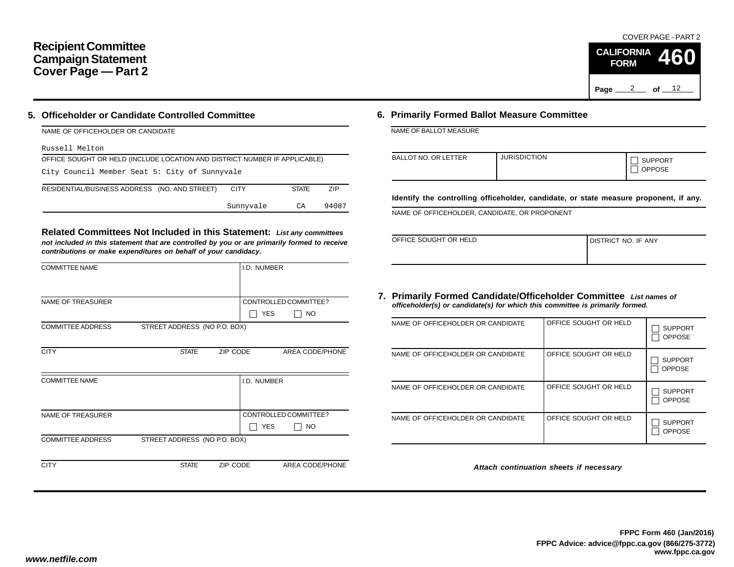# Recipient Committee Campaign Statement Cover Page — Part 2

COVER PAGE - PART 2

**CALIFORNIA FORM 460**

## 5. Officeholder or Candidate Controlled Committee

NAME OF OFFICEHOLDER OR CANDIDATE

Russell Melton

OFFICE SOUGHT OR HELD (INCLUDE LOCATION AND DISTRICT NUMBER IF APPLICABLE)

City Council Member Seat 5: City of Sunnyvale

| RESIDENTIAL/BUSINESS ADDRESS (NO. AND STREET) | CITY | STATE | ZIP |
|---|---|---|---|
| | Sunnyvale | CA | 94087 |

### Related Committees Not Included in this Statement:

*List any committees not included in this statement that are controlled by you or are primarily formed to receive contributions or make expenditures on behalf of your candidacy.*

| COMMITTEE NAME | | | I.D. NUMBER |
|---|---|---|---|
| NAME OF TREASURER | | | CONTROLLED COMMITTEE? ☐ YES ☐ NO |
| COMMITTEE ADDRESS | STREET ADDRESS (NO P.O. BOX) | | |
| CITY | STATE | ZIP CODE | AREA CODE/PHONE |

| COMMITTEE NAME | | | I.D. NUMBER |
|---|---|---|---|
| NAME OF TREASURER | | | CONTROLLED COMMITTEE? ☐ YES ☐ NO |
| COMMITTEE ADDRESS | STREET ADDRESS (NO P.O. BOX) | | |
| CITY | STATE | ZIP CODE | AREA CODE/PHONE |

## 6. Primarily Formed Ballot Measure Committee

NAME OF BALLOT MEASURE

| BALLOT NO. OR LETTER | JURISDICTION | ☐ SUPPORT ☐ OPPOSE |
|---|---|---|

**Identify the controlling officeholder, candidate, or state measure proponent, if any.**

NAME OF OFFICEHOLDER, CANDIDATE, OR PROPONENT

| OFFICE SOUGHT OR HELD | DISTRICT NO. IF ANY |
|---|---|

## 7. Primarily Formed Candidate/Officeholder Committee

*List names of officeholder(s) or candidate(s) for which this committee is primarily formed.*

| NAME OF OFFICEHOLDER OR CANDIDATE | OFFICE SOUGHT OR HELD | ☐ SUPPORT ☐ OPPOSE |
|---|---|---|
| NAME OF OFFICEHOLDER OR CANDIDATE | OFFICE SOUGHT OR HELD | ☐ SUPPORT ☐ OPPOSE |
| NAME OF OFFICEHOLDER OR CANDIDATE | OFFICE SOUGHT OR HELD | ☐ SUPPORT ☐ OPPOSE |
| NAME OF OFFICEHOLDER OR CANDIDATE | OFFICE SOUGHT OR HELD | ☐ SUPPORT ☐ OPPOSE |

*Attach continuation sheets if necessary*

**FPPC Form 460 (Jan/2016)**
**FPPC Advice: advice@fppc.ca.gov (866/275-3772)**
**www.fppc.ca.gov**

*www.netfile.com*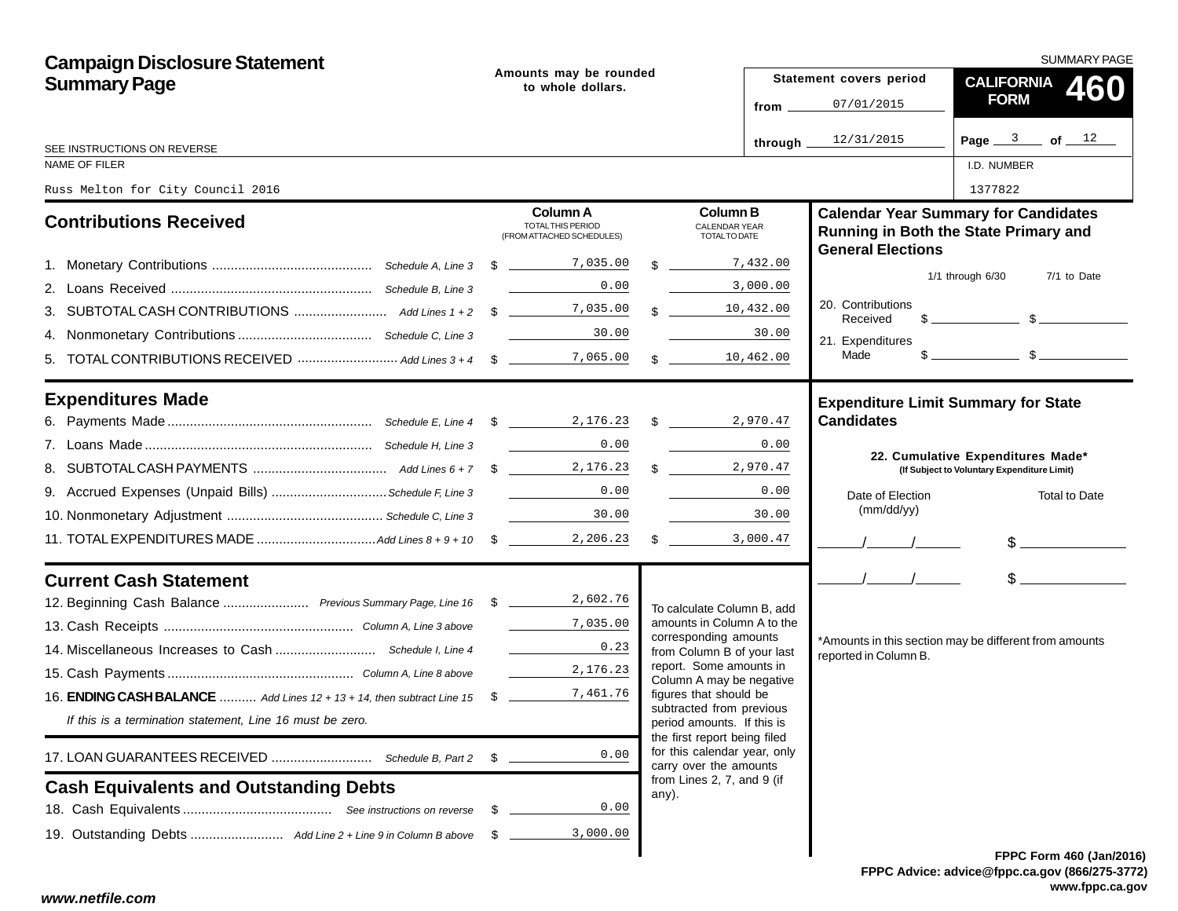# Campaign Disclosure Statement Summary Page

SUMMARY PAGE

**Amounts may be rounded to whole dollars.**

Statement covers period from 07/01/2015 through 12/31/2015

**CALIFORNIA FORM 460**

Page 3 of 12

SEE INSTRUCTIONS ON REVERSE

| NAME OF FILER | I.D. NUMBER |
|---|---|
| Russ Melton for City Council 2016 | 1377822 |

## Contributions Received

| | | Column A TOTAL THIS PERIOD (FROM ATTACHED SCHEDULES) | Column B CALENDAR YEAR TOTAL TO DATE |
|---|---|---|---|
| 1. Monetary Contributions | Schedule A, Line 3 | $ 7,035.00 | $ 7,432.00 |
| 2. Loans Received | Schedule B, Line 3 | 0.00 | 3,000.00 |
| 3. SUBTOTAL CASH CONTRIBUTIONS | Add Lines 1 + 2 | $ 7,035.00 | $ 10,432.00 |
| 4. Nonmonetary Contributions | Schedule C, Line 3 | 30.00 | 30.00 |
| 5. TOTAL CONTRIBUTIONS RECEIVED | Add Lines 3 + 4 | $ 7,065.00 | $ 10,462.00 |

## Expenditures Made

| | | Column A | Column B |
|---|---|---|---|
| 6. Payments Made | Schedule E, Line 4 | $ 2,176.23 | $ 2,970.47 |
| 7. Loans Made | Schedule H, Line 3 | 0.00 | 0.00 |
| 8. SUBTOTAL CASH PAYMENTS | Add Lines 6 + 7 | $ 2,176.23 | $ 2,970.47 |
| 9. Accrued Expenses (Unpaid Bills) | Schedule F, Line 3 | 0.00 | 0.00 |
| 10. Nonmonetary Adjustment | Schedule C, Line 3 | 30.00 | 30.00 |
| 11. TOTAL EXPENDITURES MADE | Add Lines 8 + 9 + 10 | $ 2,206.23 | $ 3,000.47 |

## Current Cash Statement

| | | |
|---|---|---|
| 12. Beginning Cash Balance | Previous Summary Page, Line 16 | $ 2,602.76 |
| 13. Cash Receipts | Column A, Line 3 above | 7,035.00 |
| 14. Miscellaneous Increases to Cash | Schedule I, Line 4 | 0.23 |
| 15. Cash Payments | Column A, Line 8 above | 2,176.23 |
| 16. **ENDING CASH BALANCE** | Add Lines 12 + 13 + 14, then subtract Line 15 | $ 7,461.76 |

*If this is a termination statement, Line 16 must be zero.*

| | | |
|---|---|---|
| 17. LOAN GUARANTEES RECEIVED | Schedule B, Part 2 | $ 0.00 |

## Cash Equivalents and Outstanding Debts

| | | |
|---|---|---|
| 18. Cash Equivalents | See instructions on reverse | $ 0.00 |
| 19. Outstanding Debts | Add Line 2 + Line 9 in Column B above | $ 3,000.00 |

To calculate Column B, add amounts in Column A to the corresponding amounts from Column B of your last report. Some amounts in Column A may be negative figures that should be subtracted from previous period amounts. If this is the first report being filed for this calendar year, only carry over the amounts from Lines 2, 7, and 9 (if any).

## Calendar Year Summary for Candidates Running in Both the State Primary and General Elections

| | 1/1 through 6/30 | 7/1 to Date |
|---|---|---|
| 20. Contributions Received | $ | $ |
| 21. Expenditures Made | $ | $ |

## Expenditure Limit Summary for State Candidates

**22. Cumulative Expenditures Made*** (If Subject to Voluntary Expenditure Limit)

| Date of Election (mm/dd/yy) | Total to Date |
|---|---|
| / / | $ |
| / / | $ |

*Amounts in this section may be different from amounts reported in Column B.

FPPC Form 460 (Jan/2016)
FPPC Advice: advice@fppc.ca.gov (866/275-3772)
www.fppc.ca.gov

www.netfile.com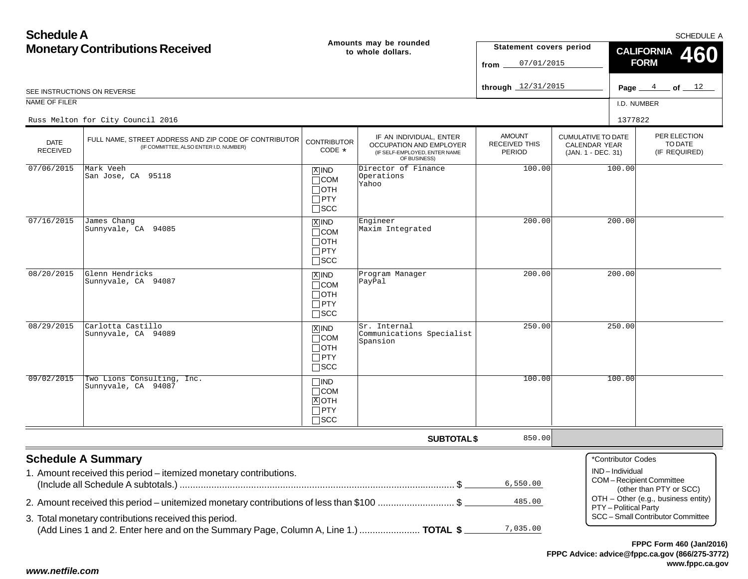# Schedule A
# Monetary Contributions Received

**Amounts may be rounded to whole dollars.**

SCHEDULE A

**Statement covers period**

from 07/01/2015

through 12/31/2015

**CALIFORNIA FORM 460**

Page 4 of 12

SEE INSTRUCTIONS ON REVERSE

NAME OF FILER: Russ Melton for City Council 2016

I.D. NUMBER: 1377822

| DATE RECEIVED | FULL NAME, STREET ADDRESS AND ZIP CODE OF CONTRIBUTOR (IF COMMITTEE, ALSO ENTER I.D. NUMBER) | CONTRIBUTOR CODE * | IF AN INDIVIDUAL, ENTER OCCUPATION AND EMPLOYER (IF SELF-EMPLOYED, ENTER NAME OF BUSINESS) | AMOUNT RECEIVED THIS PERIOD | CUMULATIVE TO DATE CALENDAR YEAR (JAN. 1 - DEC. 31) | PER ELECTION TO DATE (IF REQUIRED) |
|---|---|---|---|---|---|---|
| 07/06/2015 | Mark Veeh<br>San Jose, CA 95118 | [X] IND [ ] COM [ ] OTH [ ] PTY [ ] SCC | Director of Finance Operations<br>Yahoo | 100.00 | 100.00 | |
| 07/16/2015 | James Chang<br>Sunnyvale, CA 94085 | [X] IND [ ] COM [ ] OTH [ ] PTY [ ] SCC | Engineer<br>Maxim Integrated | 200.00 | 200.00 | |
| 08/20/2015 | Glenn Hendricks<br>Sunnyvale, CA 94087 | [X] IND [ ] COM [ ] OTH [ ] PTY [ ] SCC | Program Manager<br>PayPal | 200.00 | 200.00 | |
| 08/29/2015 | Carlotta Castillo<br>Sunnyvale, CA 94089 | [X] IND [ ] COM [ ] OTH [ ] PTY [ ] SCC | Sr. Internal Communications Specialist<br>Spansion | 250.00 | 250.00 | |
| 09/02/2015 | Two Lions Consulting, Inc.<br>Sunnyvale, CA 94087 | [ ] IND [ ] COM [X] OTH [ ] PTY [ ] SCC | | 100.00 | 100.00 | |
| | | | **SUBTOTAL $** | 850.00 | | |

## Schedule A Summary

1. Amount received this period – itemized monetary contributions. (Include all Schedule A subtotals.) .................... $ 6,550.00
2. Amount received this period – unitemized monetary contributions of less than $100 .................... $ 485.00
3. Total monetary contributions received this period. (Add Lines 1 and 2. Enter here and on the Summary Page, Column A, Line 1.) .................... **TOTAL $** 7,035.00

*Contributor Codes
- IND – Individual
- COM – Recipient Committee (other than PTY or SCC)
- OTH – Other (e.g., business entity)
- PTY – Political Party
- SCC – Small Contributor Committee

**FPPC Form 460 (Jan/2016)**
**FPPC Advice: advice@fppc.ca.gov (866/275-3772)**
**www.fppc.ca.gov**

*www.netfile.com*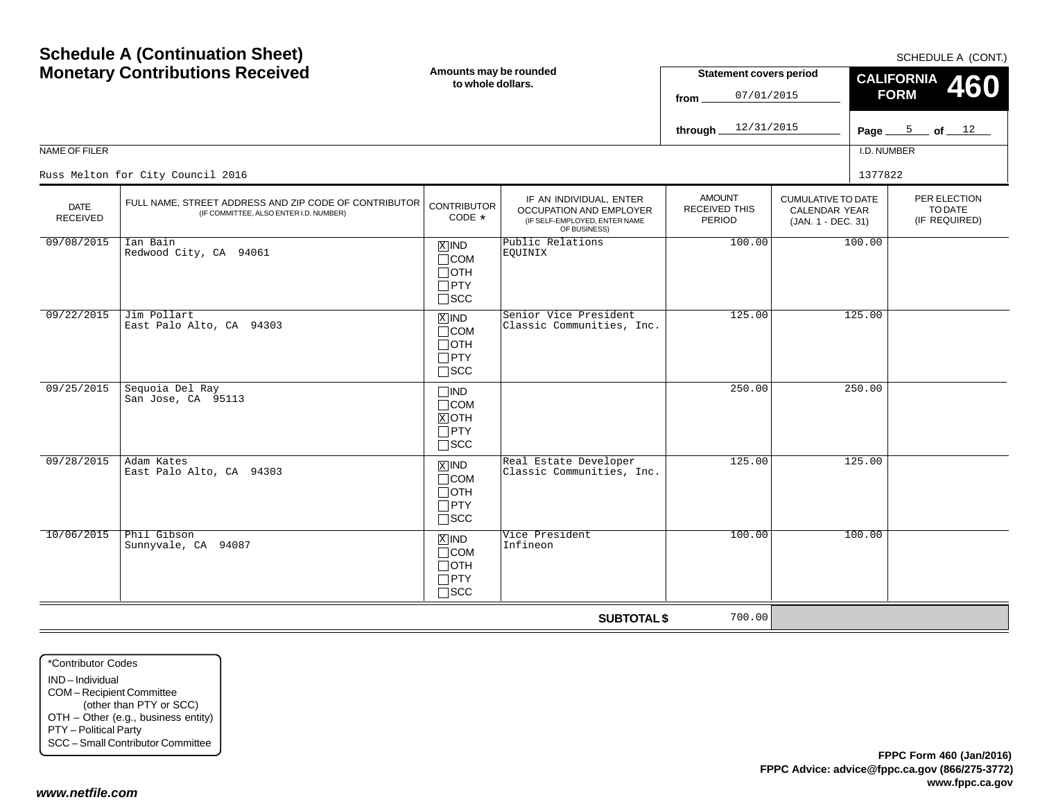# Schedule A (Continuation Sheet)
# Monetary Contributions Received

**Amounts may be rounded to whole dollars.**

SCHEDULE A (CONT.)

**Statement covers period**
from 07/01/2015
through 12/31/2015

**CALIFORNIA FORM 460**

NAME OF FILER: Russ Melton for City Council 2016

I.D. NUMBER: 1377822

| DATE RECEIVED | FULL NAME, STREET ADDRESS AND ZIP CODE OF CONTRIBUTOR (IF COMMITTEE, ALSO ENTER I.D. NUMBER) | CONTRIBUTOR CODE * | IF AN INDIVIDUAL, ENTER OCCUPATION AND EMPLOYER (IF SELF-EMPLOYED, ENTER NAME OF BUSINESS) | AMOUNT RECEIVED THIS PERIOD | CUMULATIVE TO DATE CALENDAR YEAR (JAN. 1 - DEC. 31) | PER ELECTION TO DATE (IF REQUIRED) |
|---|---|---|---|---|---|---|
| 09/08/2015 | Ian Bain<br>Redwood City, CA 94061 | [X] IND<br>[ ] COM<br>[ ] OTH<br>[ ] PTY<br>[ ] SCC | Public Relations<br>EQUINIX | 100.00 | 100.00 | |
| 09/22/2015 | Jim Pollart<br>East Palo Alto, CA 94303 | [X] IND<br>[ ] COM<br>[ ] OTH<br>[ ] PTY<br>[ ] SCC | Senior Vice President<br>Classic Communities, Inc. | 125.00 | 125.00 | |
| 09/25/2015 | Sequoia Del Ray<br>San Jose, CA 95113 | [ ] IND<br>[ ] COM<br>[X] OTH<br>[ ] PTY<br>[ ] SCC | | 250.00 | 250.00 | |
| 09/28/2015 | Adam Kates<br>East Palo Alto, CA 94303 | [X] IND<br>[ ] COM<br>[ ] OTH<br>[ ] PTY<br>[ ] SCC | Real Estate Developer<br>Classic Communities, Inc. | 125.00 | 125.00 | |
| 10/06/2015 | Phil Gibson<br>Sunnyvale, CA 94087 | [X] IND<br>[ ] COM<br>[ ] OTH<br>[ ] PTY<br>[ ] SCC | Vice President<br>Infineon | 100.00 | 100.00 | |
| | | | **SUBTOTAL $** | 700.00 | | |

*Contributor Codes
IND – Individual
COM – Recipient Committee (other than PTY or SCC)
OTH – Other (e.g., business entity)
PTY – Political Party
SCC – Small Contributor Committee

**FPPC Form 460 (Jan/2016)**
**FPPC Advice: advice@fppc.ca.gov (866/275-3772)**
**www.fppc.ca.gov**

***www.netfile.com***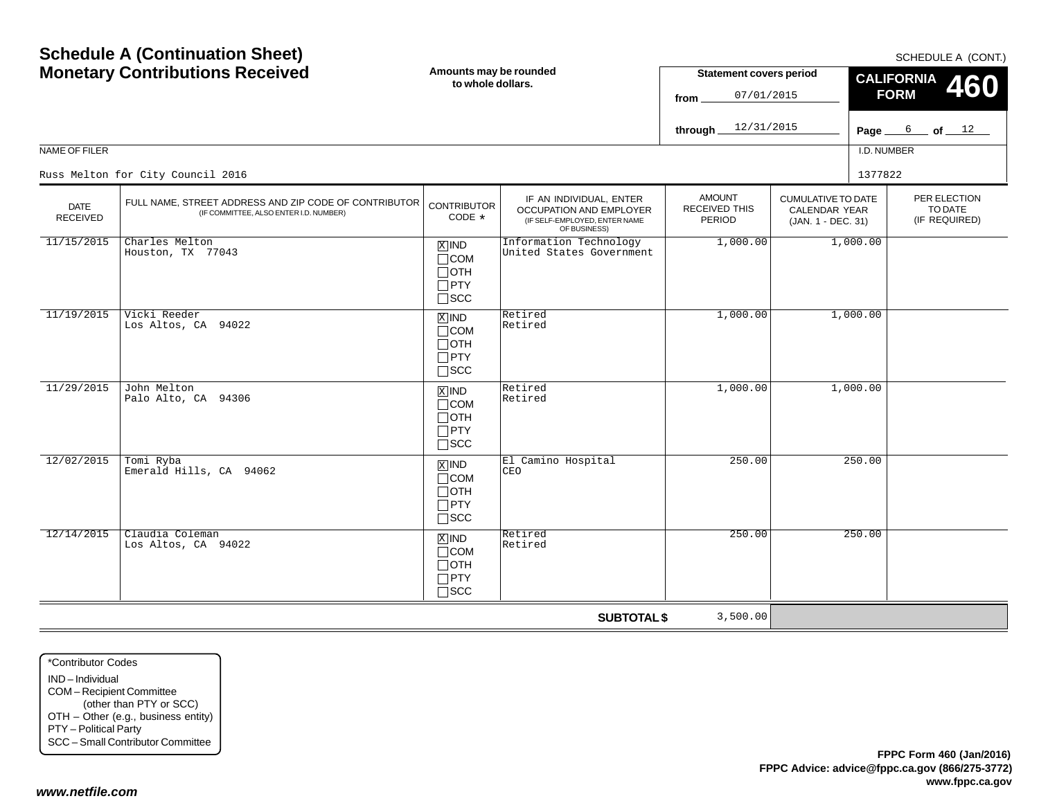# Schedule A (Continuation Sheet)
# Monetary Contributions Received

SCHEDULE A (CONT.)

**Amounts may be rounded to whole dollars.**

**Statement covers period**

from 07/01/2015

through 12/31/2015

**CALIFORNIA FORM 460**

Page 6 of 12

NAME OF FILER: Russ Melton for City Council 2016

I.D. NUMBER: 1377822

| DATE RECEIVED | FULL NAME, STREET ADDRESS AND ZIP CODE OF CONTRIBUTOR (IF COMMITTEE, ALSO ENTER I.D. NUMBER) | CONTRIBUTOR CODE * | IF AN INDIVIDUAL, ENTER OCCUPATION AND EMPLOYER (IF SELF-EMPLOYED, ENTER NAME OF BUSINESS) | AMOUNT RECEIVED THIS PERIOD | CUMULATIVE TO DATE CALENDAR YEAR (JAN. 1 - DEC. 31) | PER ELECTION TO DATE (IF REQUIRED) |
|---|---|---|---|---|---|---|
| 11/15/2015 | Charles Melton<br>Houston, TX 77043 | [X] IND<br>[ ] COM<br>[ ] OTH<br>[ ] PTY<br>[ ] SCC | Information Technology<br>United States Government | 1,000.00 | 1,000.00 | |
| 11/19/2015 | Vicki Reeder<br>Los Altos, CA 94022 | [X] IND<br>[ ] COM<br>[ ] OTH<br>[ ] PTY<br>[ ] SCC | Retired<br>Retired | 1,000.00 | 1,000.00 | |
| 11/29/2015 | John Melton<br>Palo Alto, CA 94306 | [X] IND<br>[ ] COM<br>[ ] OTH<br>[ ] PTY<br>[ ] SCC | Retired<br>Retired | 1,000.00 | 1,000.00 | |
| 12/02/2015 | Tomi Ryba<br>Emerald Hills, CA 94062 | [X] IND<br>[ ] COM<br>[ ] OTH<br>[ ] PTY<br>[ ] SCC | El Camino Hospital<br>CEO | 250.00 | 250.00 | |
| 12/14/2015 | Claudia Coleman<br>Los Altos, CA 94022 | [X] IND<br>[ ] COM<br>[ ] OTH<br>[ ] PTY<br>[ ] SCC | Retired<br>Retired | 250.00 | 250.00 | |
| | | | **SUBTOTAL $** | 3,500.00 | | |

*Contributor Codes
- IND – Individual
- COM – Recipient Committee (other than PTY or SCC)
- OTH – Other (e.g., business entity)
- PTY – Political Party
- SCC – Small Contributor Committee

**FPPC Form 460 (Jan/2016)**
**FPPC Advice: advice@fppc.ca.gov (866/275-3772)**
**www.fppc.ca.gov**

***www.netfile.com***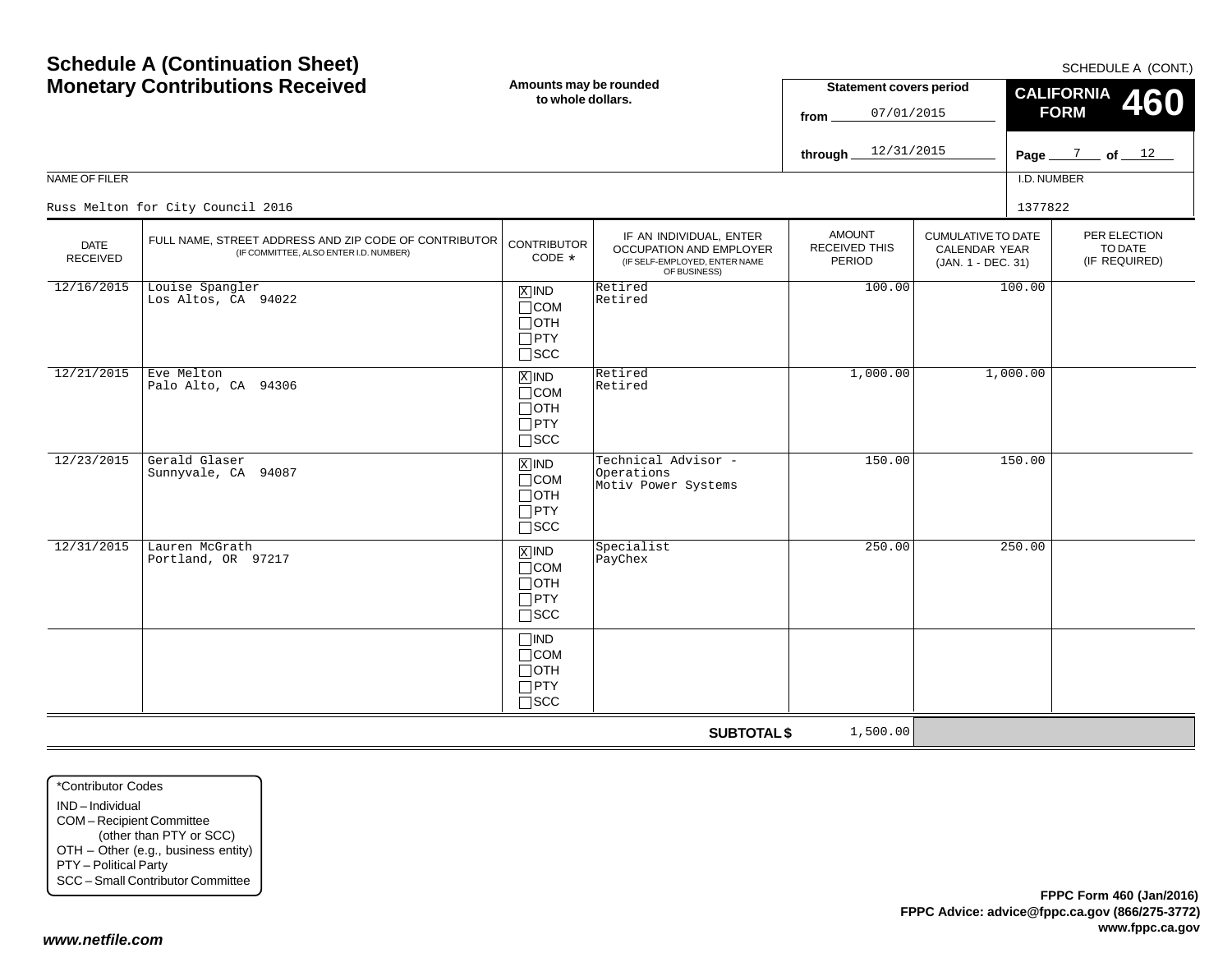# Schedule A (Continuation Sheet)
# Monetary Contributions Received

**Amounts may be rounded to whole dollars.**

SCHEDULE A (CONT.)

**CALIFORNIA FORM 460**

**Statement covers period**
from 07/01/2015
through 12/31/2015

NAME OF FILER: Russ Melton for City Council 2016

I.D. NUMBER: 1377822

| DATE RECEIVED | FULL NAME, STREET ADDRESS AND ZIP CODE OF CONTRIBUTOR (IF COMMITTEE, ALSO ENTER I.D. NUMBER) | CONTRIBUTOR CODE * | IF AN INDIVIDUAL, ENTER OCCUPATION AND EMPLOYER (IF SELF-EMPLOYED, ENTER NAME OF BUSINESS) | AMOUNT RECEIVED THIS PERIOD | CUMULATIVE TO DATE CALENDAR YEAR (JAN. 1 - DEC. 31) | PER ELECTION TO DATE (IF REQUIRED) |
|---|---|---|---|---|---|---|
| 12/16/2015 | Louise Spangler<br>Los Altos, CA 94022 | [X] IND<br>[ ] COM<br>[ ] OTH<br>[ ] PTY<br>[ ] SCC | Retired<br>Retired | 100.00 | 100.00 | |
| 12/21/2015 | Eve Melton<br>Palo Alto, CA 94306 | [X] IND<br>[ ] COM<br>[ ] OTH<br>[ ] PTY<br>[ ] SCC | Retired<br>Retired | 1,000.00 | 1,000.00 | |
| 12/23/2015 | Gerald Glaser<br>Sunnyvale, CA 94087 | [X] IND<br>[ ] COM<br>[ ] OTH<br>[ ] PTY<br>[ ] SCC | Technical Advisor - Operations<br>Motiv Power Systems | 150.00 | 150.00 | |
| 12/31/2015 | Lauren McGrath<br>Portland, OR 97217 | [X] IND<br>[ ] COM<br>[ ] OTH<br>[ ] PTY<br>[ ] SCC | Specialist<br>PayChex | 250.00 | 250.00 | |
| | | [ ] IND<br>[ ] COM<br>[ ] OTH<br>[ ] PTY<br>[ ] SCC | | | | |
| | | | **SUBTOTAL $** | 1,500.00 | | |

*Contributor Codes
IND – Individual
COM – Recipient Committee (other than PTY or SCC)
OTH – Other (e.g., business entity)
PTY – Political Party
SCC – Small Contributor Committee

**FPPC Form 460 (Jan/2016)**
**FPPC Advice: advice@fppc.ca.gov (866/275-3772)**
**www.fppc.ca.gov**

***www.netfile.com***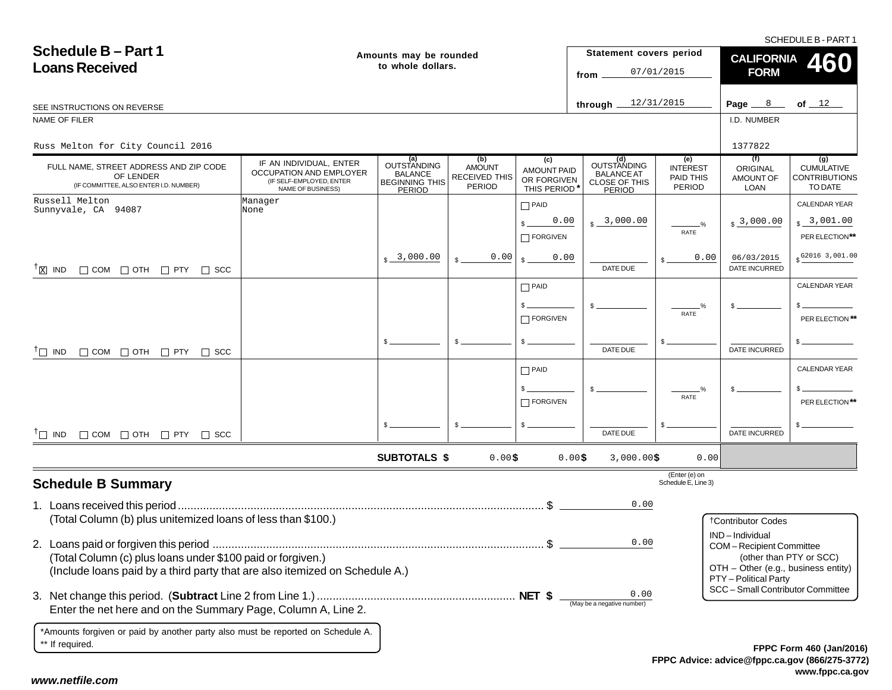SCHEDULE B - PART 1

# Schedule B – Part 1
## Loans Received

**Amounts may be rounded to whole dollars.**

**Statement covers period**
from 07/01/2015
through 12/31/2015

**CALIFORNIA FORM 460**

Page 8 of 12

SEE INSTRUCTIONS ON REVERSE

NAME OF FILER: Russ Melton for City Council 2016

I.D. NUMBER: 1377822

| FULL NAME, STREET ADDRESS AND ZIP CODE OF LENDER (IF COMMITTEE, ALSO ENTER I.D. NUMBER) | IF AN INDIVIDUAL, ENTER OCCUPATION AND EMPLOYER (IF SELF-EMPLOYED, ENTER NAME OF BUSINESS) | (a) OUTSTANDING BALANCE BEGINNING THIS PERIOD | (b) AMOUNT RECEIVED THIS PERIOD | (c) AMOUNT PAID OR FORGIVEN THIS PERIOD * | (d) OUTSTANDING BALANCE AT CLOSE OF THIS PERIOD | (e) INTEREST PAID THIS PERIOD | (f) ORIGINAL AMOUNT OF LOAN | (g) CUMULATIVE CONTRIBUTIONS TO DATE |
|---|---|---|---|---|---|---|---|---|
| Russell Melton<br>Sunnyvale, CA 94087<br>† [X] IND [ ] COM [ ] OTH [ ] PTY [ ] SCC | Manager<br>None | $ 3,000.00 | $ 0.00 | [ ] PAID $ 0.00<br>[ ] FORGIVEN $ 0.00 | $ 3,000.00<br>DATE DUE: | RATE: %<br>$ 0.00 | $ 3,000.00<br>DATE INCURRED: 06/03/2015 | CALENDAR YEAR $ 3,001.00<br>PER ELECTION** $ G2016 3,001.00 |
| † [ ] IND [ ] COM [ ] OTH [ ] PTY [ ] SCC | | $ | $ | [ ] PAID $<br>[ ] FORGIVEN $ | $<br>DATE DUE | RATE %<br>$ | $<br>DATE INCURRED | CALENDAR YEAR $<br>PER ELECTION** $ |
| † [ ] IND [ ] COM [ ] OTH [ ] PTY [ ] SCC | | $ | $ | [ ] PAID $<br>[ ] FORGIVEN $ | $<br>DATE DUE | RATE %<br>$ | $<br>DATE INCURRED | CALENDAR YEAR $<br>PER ELECTION** $ |
| | **SUBTOTALS $** | | 0.00 | $ 0.00 | $ 3,000.00 | $ 0.00 | | |

(Enter (e) on Schedule E, Line 3)

## Schedule B Summary

1. Loans received this period .................... $ 0.00
   (Total Column (b) plus unitemized loans of less than $100.)

2. Loans paid or forgiven this period .................... $ 0.00
   (Total Column (c) plus loans under $100 paid or forgiven.)
   (Include loans paid by a third party that are also itemized on Schedule A.)

3. Net change this period. (**Subtract** Line 2 from Line 1.) .................... **NET $** 0.00 (May be a negative number)
   Enter the net here and on the Summary Page, Column A, Line 2.

†Contributor Codes
- IND – Individual
- COM – Recipient Committee (other than PTY or SCC)
- OTH – Other (e.g., business entity)
- PTY – Political Party
- SCC – Small Contributor Committee

*Amounts forgiven or paid by another party also must be reported on Schedule A.
** If required.

**FPPC Form 460 (Jan/2016)**
**FPPC Advice: advice@fppc.ca.gov (866/275-3772)**
**www.fppc.ca.gov**

***www.netfile.com***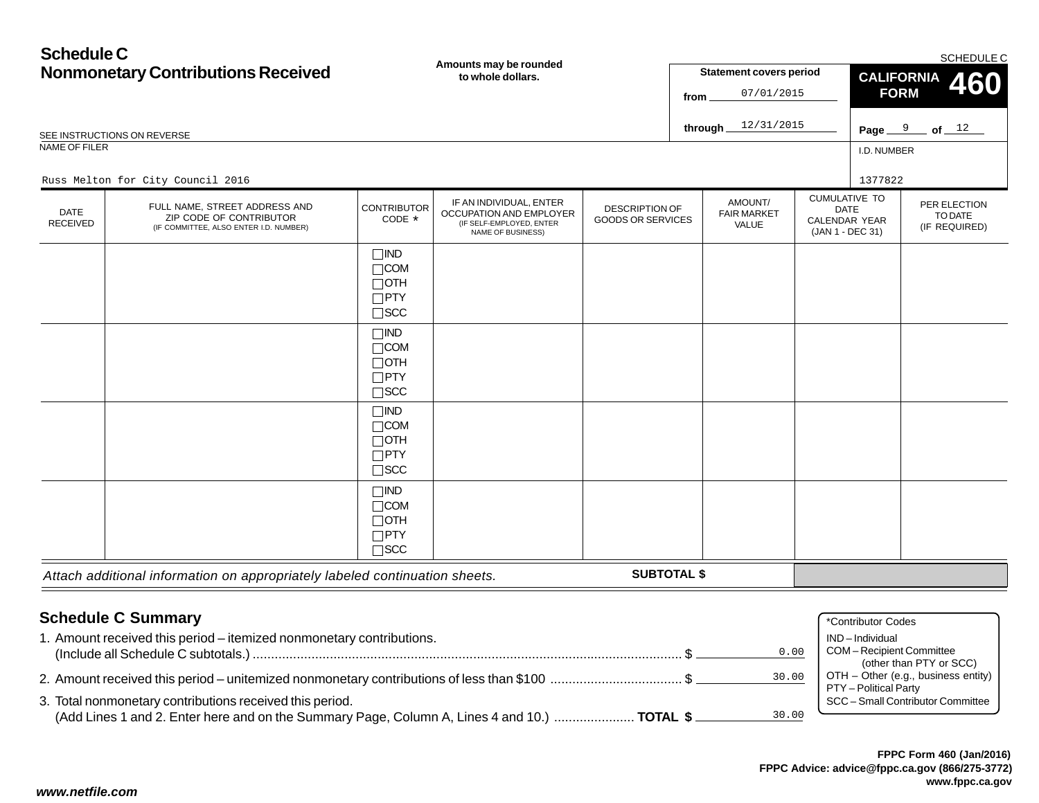# Schedule C
## Nonmonetary Contributions Received

SCHEDULE C

**Amounts may be rounded to whole dollars.**

**Statement covers period**

from 07/01/2015

through 12/31/2015

**CALIFORNIA FORM 460**

SEE INSTRUCTIONS ON REVERSE

NAME OF FILER

Russ Melton for City Council 2016

I.D. NUMBER

1377822

| DATE RECEIVED | FULL NAME, STREET ADDRESS AND ZIP CODE OF CONTRIBUTOR (IF COMMITTEE, ALSO ENTER I.D. NUMBER) | CONTRIBUTOR CODE * | IF AN INDIVIDUAL, ENTER OCCUPATION AND EMPLOYER (IF SELF-EMPLOYED, ENTER NAME OF BUSINESS) | DESCRIPTION OF GOODS OR SERVICES | AMOUNT/ FAIR MARKET VALUE | CUMULATIVE TO DATE CALENDAR YEAR (JAN 1 - DEC 31) | PER ELECTION TO DATE (IF REQUIRED) |
|---|---|---|---|---|---|---|---|
| | | ☐IND ☐COM ☐OTH ☐PTY ☐SCC | | | | | |
| | | ☐IND ☐COM ☐OTH ☐PTY ☐SCC | | | | | |
| | | ☐IND ☐COM ☐OTH ☐PTY ☐SCC | | | | | |
| | | ☐IND ☐COM ☐OTH ☐PTY ☐SCC | | | | | |

*Attach additional information on appropriately labeled continuation sheets.* **SUBTOTAL $**

## Schedule C Summary

1. Amount received this period – itemized nonmonetary contributions. (Include all Schedule C subtotals.) ........ $ 0.00
2. Amount received this period – unitemized nonmonetary contributions of less than $100 ........ $ 30.00
3. Total nonmonetary contributions received this period. (Add Lines 1 and 2. Enter here and on the Summary Page, Column A, Lines 4 and 10.) ........ **TOTAL $** 30.00

*Contributor Codes
- IND – Individual
- COM – Recipient Committee (other than PTY or SCC)
- OTH – Other (e.g., business entity)
- PTY – Political Party
- SCC – Small Contributor Committee

**FPPC Form 460 (Jan/2016)**
**FPPC Advice: advice@fppc.ca.gov (866/275-3772)**
**www.fppc.ca.gov**

***www.netfile.com***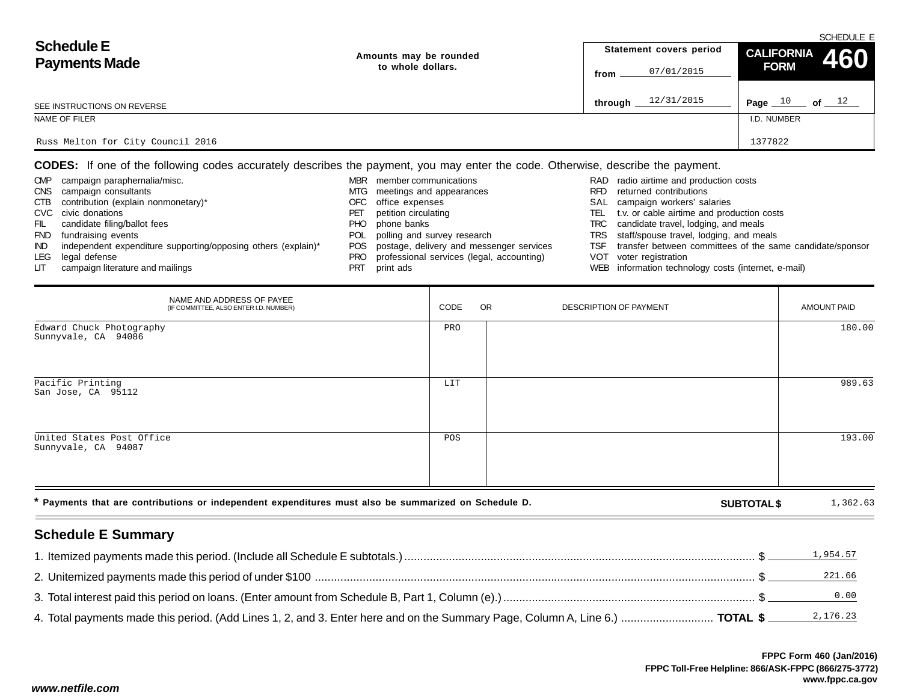# Schedule E Payments Made

SCHEDULE E

Amounts may be rounded to whole dollars.

Statement covers period from 07/01/2015 through 12/31/2015

**CALIFORNIA FORM 460**

Page 10 of 12

SEE INSTRUCTIONS ON REVERSE

NAME OF FILER: Russ Melton for City Council 2016

I.D. NUMBER: 1377822

**CODES:** If one of the following codes accurately describes the payment, you may enter the code. Otherwise, describe the payment.

- CMP campaign paraphernalia/misc.
- CNS campaign consultants
- CTB contribution (explain nonmonetary)*
- CVC civic donations
- FIL candidate filing/ballot fees
- FND fundraising events
- IND independent expenditure supporting/opposing others (explain)*
- LEG legal defense
- LIT campaign literature and mailings
- MBR member communications
- MTG meetings and appearances
- OFC office expenses
- PET petition circulating
- PHO phone banks
- POL polling and survey research
- POS postage, delivery and messenger services
- PRO professional services (legal, accounting)
- PRT print ads
- RAD radio airtime and production costs
- RFD returned contributions
- SAL campaign workers' salaries
- TEL t.v. or cable airtime and production costs
- TRC candidate travel, lodging, and meals
- TRS staff/spouse travel, lodging, and meals
- TSF transfer between committees of the same candidate/sponsor
- VOT voter registration
- WEB information technology costs (internet, e-mail)

| NAME AND ADDRESS OF PAYEE (IF COMMITTEE, ALSO ENTER I.D. NUMBER) | CODE | OR DESCRIPTION OF PAYMENT | AMOUNT PAID |
|---|---|---|---|
| Edward Chuck Photography<br>Sunnyvale, CA 94086 | PRO | | 180.00 |
| Pacific Printing<br>San Jose, CA 95112 | LIT | | 989.63 |
| United States Post Office<br>Sunnyvale, CA 94087 | POS | | 193.00 |

\* Payments that are contributions or independent expenditures must also be summarized on Schedule D.

**SUBTOTAL $** 1,362.63

## Schedule E Summary

1. Itemized payments made this period. (Include all Schedule E subtotals.) $ 1,954.57
2. Unitemized payments made this period of under $100 $ 221.66
3. Total interest paid this period on loans. (Enter amount from Schedule B, Part 1, Column (e).) $ 0.00
4. Total payments made this period. (Add Lines 1, 2, and 3. Enter here and on the Summary Page, Column A, Line 6.) **TOTAL $** 2,176.23

FPPC Form 460 (Jan/2016)
FPPC Toll-Free Helpline: 866/ASK-FPPC (866/275-3772)
www.fppc.ca.gov

*www.netfile.com*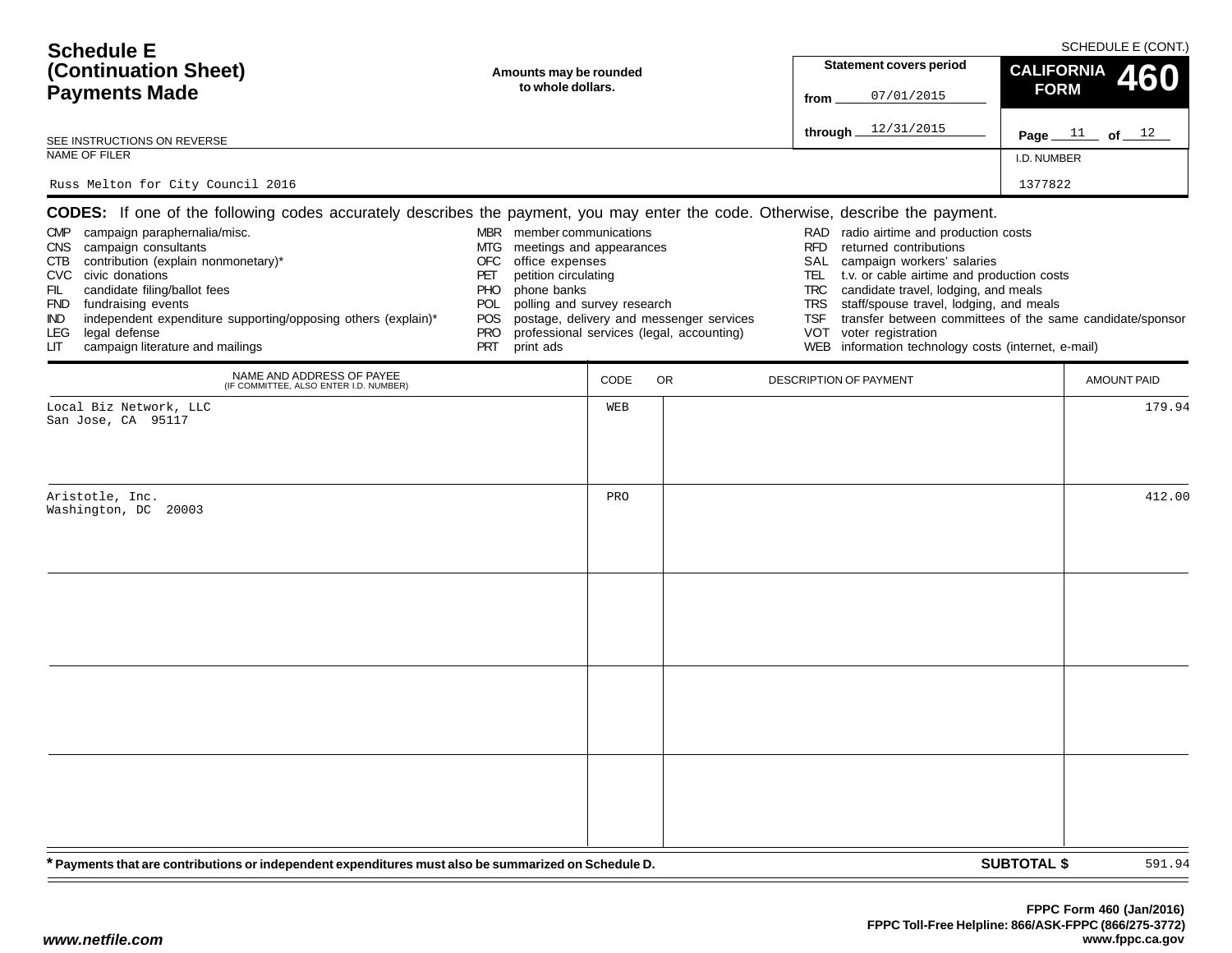SCHEDULE E (CONT.)

# Schedule E (Continuation Sheet) Payments Made

**Amounts may be rounded to whole dollars.**

| Statement covers period | |
|---|---|
| from | 07/01/2015 |
| through | 12/31/2015 |

**CALIFORNIA FORM 460**

Page 11 of 12

SEE INSTRUCTIONS ON REVERSE

| NAME OF FILER | I.D. NUMBER |
|---|---|
| Russ Melton for City Council 2016 | 1377822 |

**CODES:** If one of the following codes accurately describes the payment, you may enter the code. Otherwise, describe the payment.

- CMP campaign paraphernalia/misc.
- CNS campaign consultants
- CTB contribution (explain nonmonetary)*
- CVC civic donations
- FIL candidate filing/ballot fees
- FND fundraising events
- IND independent expenditure supporting/opposing others (explain)*
- LEG legal defense
- LIT campaign literature and mailings
- MBR member communications
- MTG meetings and appearances
- OFC office expenses
- PET petition circulating
- PHO phone banks
- POL polling and survey research
- POS postage, delivery and messenger services
- PRO professional services (legal, accounting)
- PRT print ads
- RAD radio airtime and production costs
- RFD returned contributions
- SAL campaign workers' salaries
- TEL t.v. or cable airtime and production costs
- TRC candidate travel, lodging, and meals
- TRS staff/spouse travel, lodging, and meals
- TSF transfer between committees of the same candidate/sponsor
- VOT voter registration
- WEB information technology costs (internet, e-mail)

| NAME AND ADDRESS OF PAYEE (IF COMMITTEE, ALSO ENTER I.D. NUMBER) | CODE | OR DESCRIPTION OF PAYMENT | AMOUNT PAID |
|---|---|---|---|
| Local Biz Network, LLC<br>San Jose, CA 95117 | WEB | | 179.94 |
| Aristotle, Inc.<br>Washington, DC 20003 | PRO | | 412.00 |
| | | | |
| | | | |
| | | | |

\* Payments that are contributions or independent expenditures must also be summarized on Schedule D.

**SUBTOTAL $** 591.94

FPPC Form 460 (Jan/2016)
FPPC Toll-Free Helpline: 866/ASK-FPPC (866/275-3772)
www.fppc.ca.gov

www.netfile.com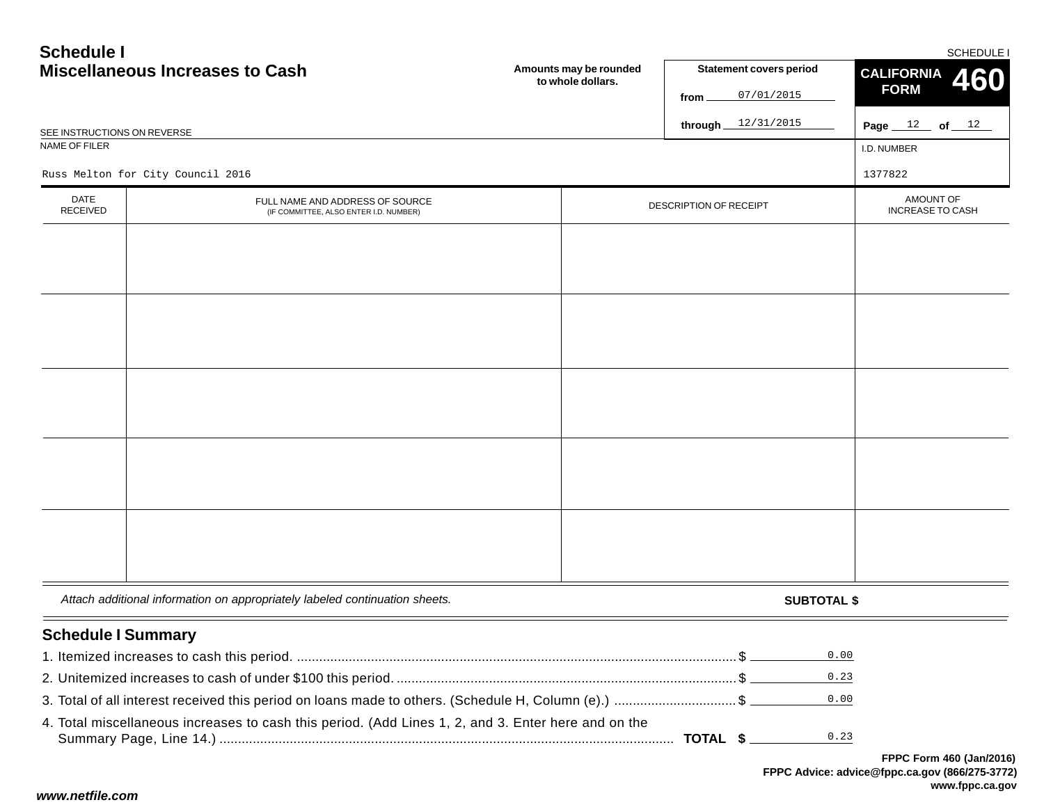# Schedule I
## Miscellaneous Increases to Cash

SCHEDULE I

**Amounts may be rounded to whole dollars.**

**Statement covers period**

from 07/01/2015

through 12/31/2015

**CALIFORNIA FORM 460**

Page 12 of 12

SEE INSTRUCTIONS ON REVERSE

NAME OF FILER

Russ Melton for City Council 2016

I.D. NUMBER

1377822

| DATE RECEIVED | FULL NAME AND ADDRESS OF SOURCE (IF COMMITTEE, ALSO ENTER I.D. NUMBER) | DESCRIPTION OF RECEIPT | AMOUNT OF INCREASE TO CASH |
|---|---|---|---|
| | | | |
| | | | |
| | | | |
| | | | |
| | | | |

*Attach additional information on appropriately labeled continuation sheets.*

**SUBTOTAL $**

### Schedule I Summary

1. Itemized increases to cash this period. .......... $ 0.00
2. Unitemized increases to cash of under $100 this period. .......... $ 0.23
3. Total of all interest received this period on loans made to others. (Schedule H, Column (e).) .......... $ 0.00
4. Total miscellaneous increases to cash this period. (Add Lines 1, 2, and 3. Enter here and on the Summary Page, Line 14.) .......... **TOTAL $** 0.23

**FPPC Form 460 (Jan/2016)**
**FPPC Advice: advice@fppc.ca.gov (866/275-3772)**
**www.fppc.ca.gov**

***www.netfile.com***